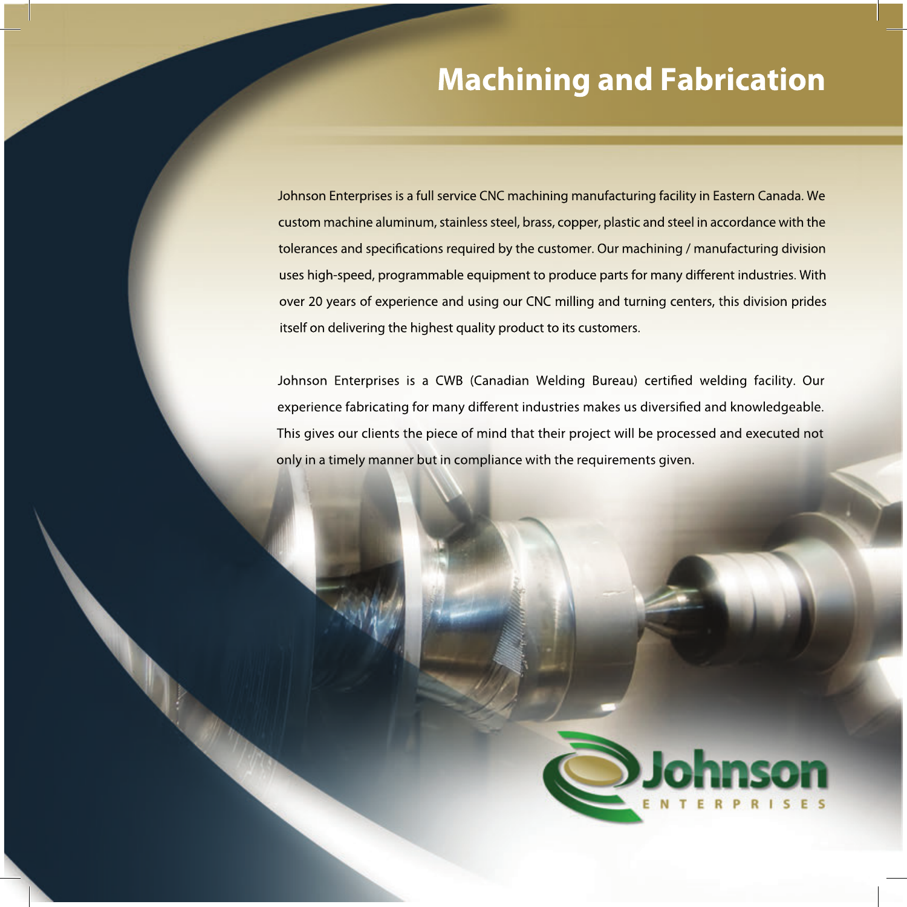# Machining and Fabrication

Johnson Enterprises is a full service CNC machining manufacturing facility in Eastern Canada. We custom machine aluminum, stainless steel, brass, copper, plastic and steel in accordance with the tolerances and specifications required by the customer. Our machining / manufacturing division uses high-speed, programmable equipment to produce parts for many different industries. With over 20 years of experience and using our CNC milling and turning centers, this division prides itself on delivering the highest quality product to its customers.

Johnson Enterprises is a CWB (Canadian Welding Bureau) certified welding facility. Our experience fabricating for many different industries makes us diversified and knowledgeable. This gives our clients the piece of mind that their project will be processed and executed not only in a timely manner but in compliance with the requirements given.

Johnson ENTERPRISES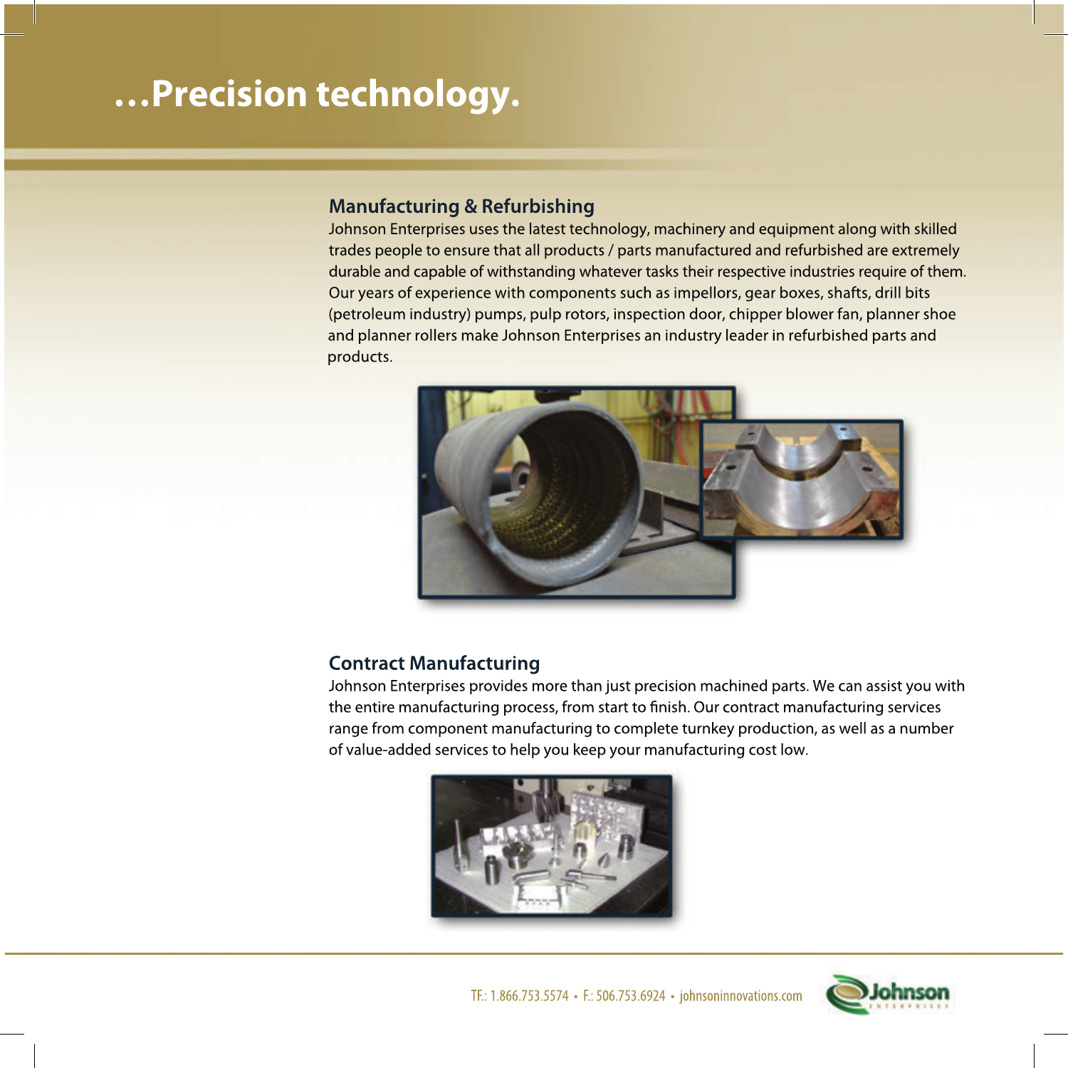# …Precision technology.

## Manufacturing & Refurbishing

Johnson Enterprises uses the latest technology, machinery and equipment along with skilled trades people to ensure that all products / parts manufactured and refurbished are extremely durable and capable of withstanding whatever tasks their respective industries require of them. Our years of experience with components such as impellors, gear boxes, shafts, drill bits (petroleum industry) pumps, pulp rotors, inspection door, chipper blower fan, planner shoe and planner rollers make Johnson Enterprises an industry leader in refurbished parts and products.

## Contract Manufacturing

Johnson Enterprises provides more than just precision machined parts. We can assist you with the entire manufacturing process, from start to finish. Our contract manufacturing services range from component manufacturing to complete turnkey production, as well as a number of value-added services to help you keep your manufacturing cost low.

TF.: 1.866.753.5574 • F.: 506.753.6924 • johnsoninnovations.com

Johnson ENTERPRISES